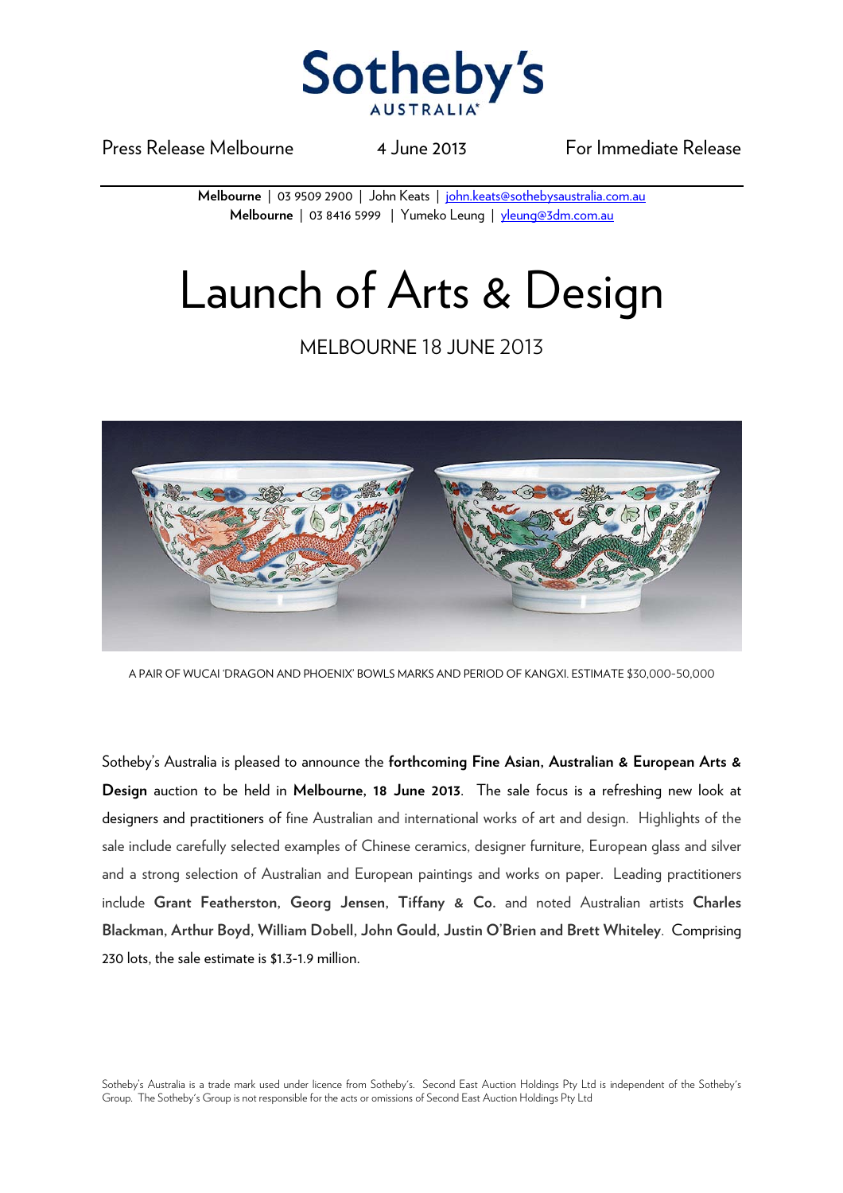Sotheby's AUSTRALIA

Press Release Melbourne 4 June 2013 For Immediate Release

**Melbourne** | 03 9509 2900 | John Keats | john.keats@sothebysaustralia.com.au
**Melbourne** | 03 8416 5999 | Yumeko Leung | yleung@3dm.com.au

# Launch of Arts & Design

## MELBOURNE 18 JUNE 2013

A PAIR OF WUCAI 'DRAGON AND PHOENIX' BOWLS MARKS AND PERIOD OF KANGXI. ESTIMATE $30,000-50,000

Sotheby's Australia is pleased to announce the **forthcoming Fine Asian, Australian & European Arts & Design** auction to be held in **Melbourne, 18 June 2013**. The sale focus is a refreshing new look at designers and practitioners of fine Australian and international works of art and design. Highlights of the sale include carefully selected examples of Chinese ceramics, designer furniture, European glass and silver and a strong selection of Australian and European paintings and works on paper. Leading practitioners include **Grant Featherston, Georg Jensen, Tiffany & Co.** and noted Australian artists **Charles Blackman, Arthur Boyd, William Dobell, John Gould, Justin O'Brien and Brett Whiteley**. Comprising 230 lots, the sale estimate is $1.3-1.9 million.

Sotheby's Australia is a trade mark used under licence from Sotheby's. Second East Auction Holdings Pty Ltd is independent of the Sotheby's Group. The Sotheby's Group is not responsible for the acts or omissions of Second East Auction Holdings Pty Ltd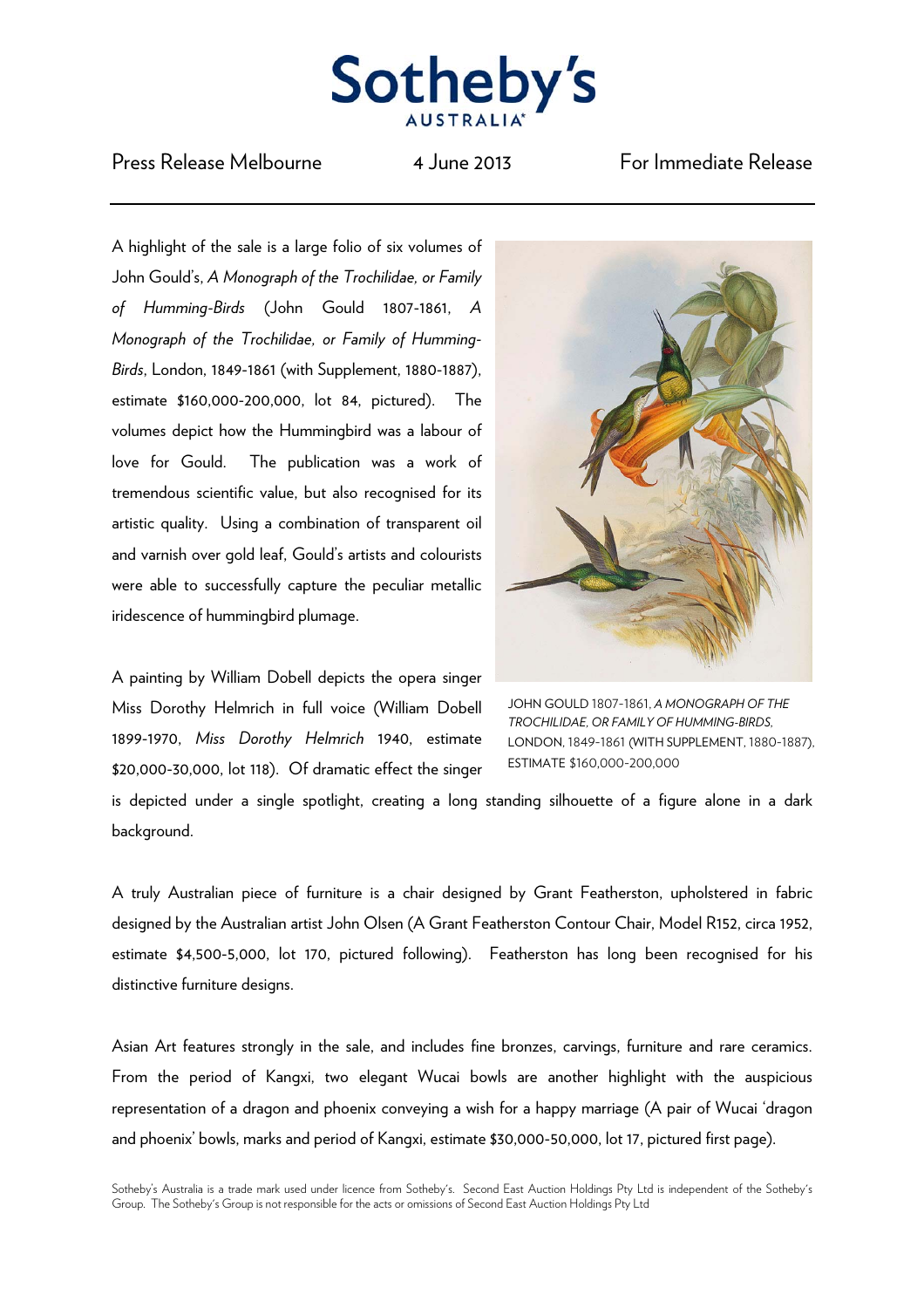A highlight of the sale is a large folio of six volumes of John Gould's, *A Monograph of the Trochilidae, or Family of Humming-Birds* (John Gould 1807-1861, *A Monograph of the Trochilidae, or Family of Humming-Birds*, London, 1849-1861 (with Supplement, 1880-1887), estimate $160,000-200,000, lot 84, pictured). The volumes depict how the Hummingbird was a labour of love for Gould. The publication was a work of tremendous scientific value, but also recognised for its artistic quality. Using a combination of transparent oil and varnish over gold leaf, Gould's artists and colourists were able to successfully capture the peculiar metallic iridescence of hummingbird plumage.

JOHN GOULD 1807-1861, *A MONOGRAPH OF THE TROCHILIDAE, OR FAMILY OF HUMMING-BIRDS*, LONDON, 1849-1861 (WITH SUPPLEMENT, 1880-1887), ESTIMATE $160,000-200,000

A painting by William Dobell depicts the opera singer Miss Dorothy Helmrich in full voice (William Dobell 1899-1970, *Miss Dorothy Helmrich* 1940, estimate $20,000-30,000, lot 118). Of dramatic effect the singer is depicted under a single spotlight, creating a long standing silhouette of a figure alone in a dark background.

A truly Australian piece of furniture is a chair designed by Grant Featherston, upholstered in fabric designed by the Australian artist John Olsen (A Grant Featherston Contour Chair, Model R152, circa 1952, estimate $4,500-5,000, lot 170, pictured following). Featherston has long been recognised for his distinctive furniture designs.

Asian Art features strongly in the sale, and includes fine bronzes, carvings, furniture and rare ceramics. From the period of Kangxi, two elegant Wucai bowls are another highlight with the auspicious representation of a dragon and phoenix conveying a wish for a happy marriage (A pair of Wucai 'dragon and phoenix' bowls, marks and period of Kangxi, estimate $30,000-50,000, lot 17, pictured first page).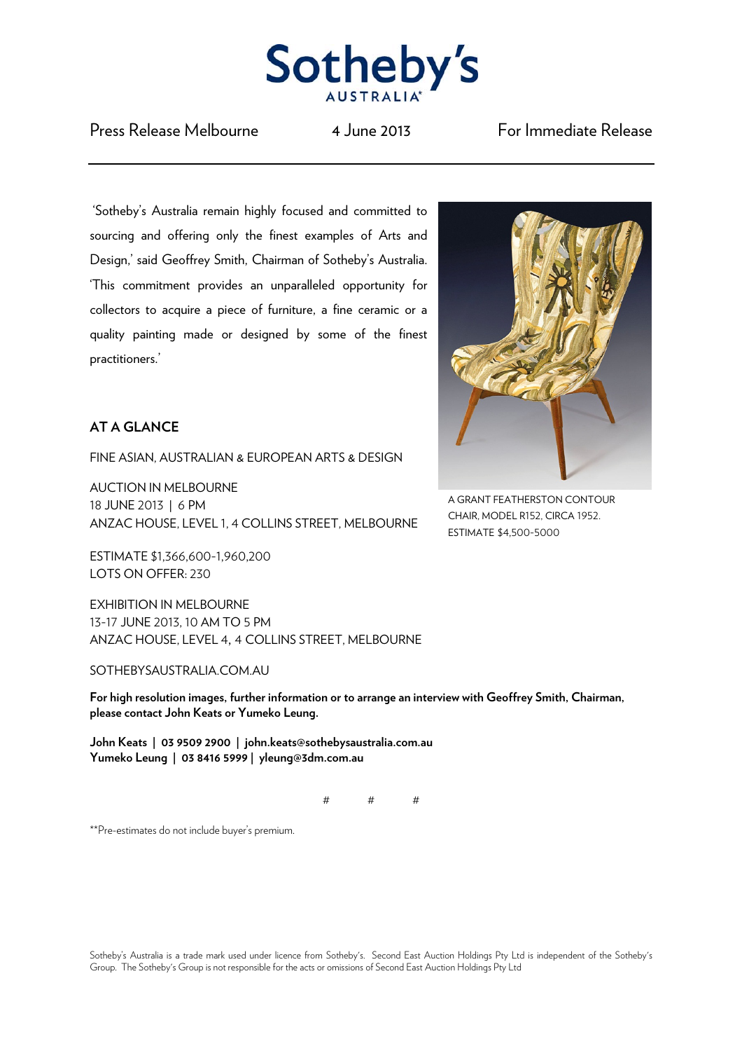# Sotheby's AUSTRALIA

Press Release Melbourne 4 June 2013 For Immediate Release

'Sotheby's Australia remain highly focused and committed to sourcing and offering only the finest examples of Arts and Design,' said Geoffrey Smith, Chairman of Sotheby's Australia. 'This commitment provides an unparalleled opportunity for collectors to acquire a piece of furniture, a fine ceramic or a quality painting made or designed by some of the finest practitioners.'

A GRANT FEATHERSTON CONTOUR CHAIR, MODEL R152, CIRCA 1952.
ESTIMATE $4,500-5000

## AT A GLANCE

FINE ASIAN, AUSTRALIAN & EUROPEAN ARTS & DESIGN

AUCTION IN MELBOURNE
18 JUNE 2013 | 6 PM
ANZAC HOUSE, LEVEL 1, 4 COLLINS STREET, MELBOURNE

ESTIMATE $1,366,600-1,960,200
LOTS ON OFFER: 230

EXHIBITION IN MELBOURNE
13-17 JUNE 2013, 10 AM TO 5 PM
ANZAC HOUSE, LEVEL 4, 4 COLLINS STREET, MELBOURNE

SOTHEBYSAUSTRALIA.COM.AU

**For high resolution images, further information or to arrange an interview with Geoffrey Smith, Chairman, please contact John Keats or Yumeko Leung.**

**John Keats | 03 9509 2900 | john.keats@sothebysaustralia.com.au**
**Yumeko Leung | 03 8416 5999 | yleung@3dm.com.au**

# # #

**Pre-estimates do not include buyer's premium.

Sotheby's Australia is a trade mark used under licence from Sotheby's. Second East Auction Holdings Pty Ltd is independent of the Sotheby's Group. The Sotheby's Group is not responsible for the acts or omissions of Second East Auction Holdings Pty Ltd